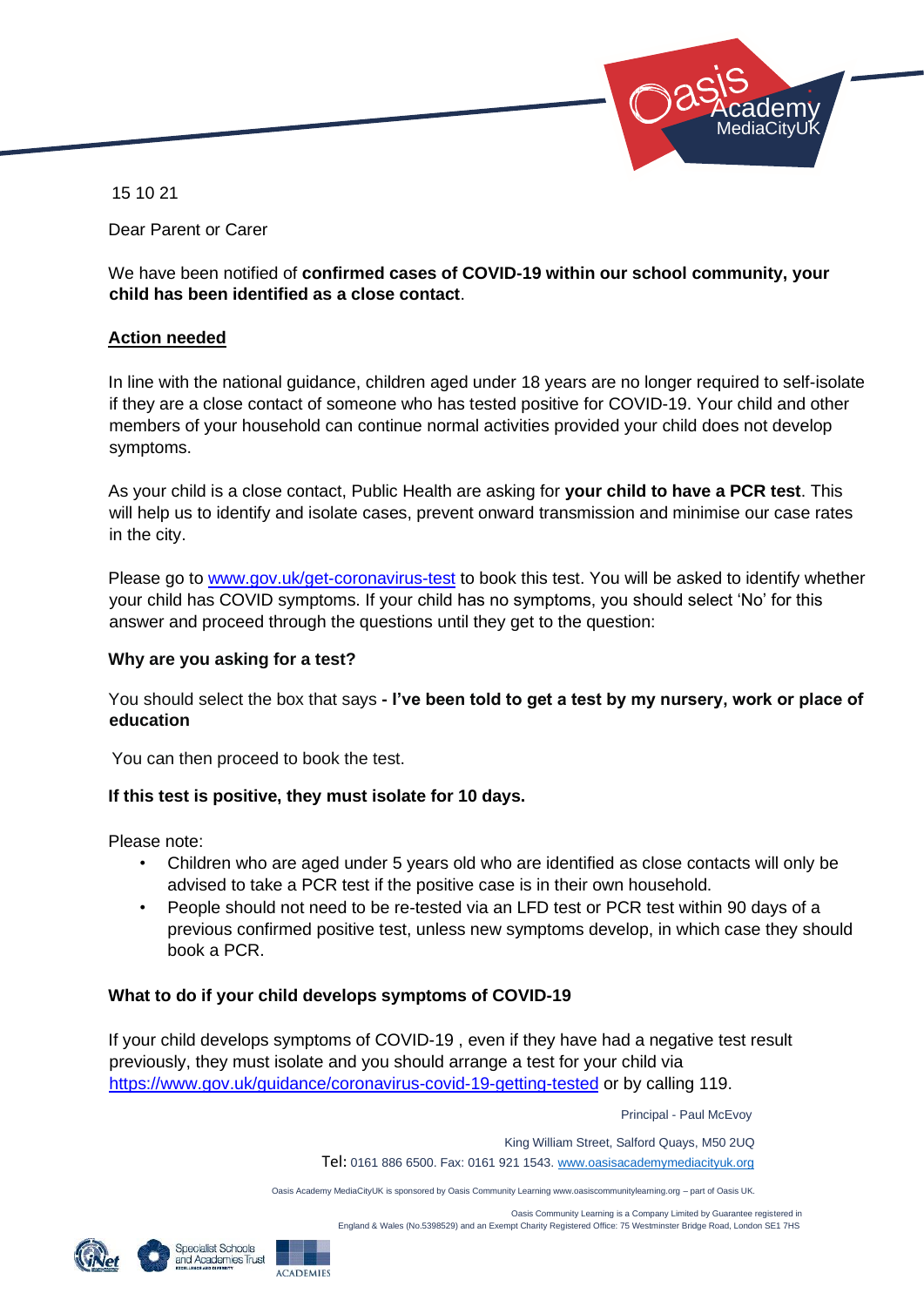15 10 21

Dear Parent or Carer

We have been notified of **confirmed cases of COVID-19 within our school community, your child has been identified as a close contact**.

**Action needed**

In line with the national guidance, children aged under 18 years are no longer required to self-isolate if they are a close contact of someone who has tested positive for COVID-19. Your child and other members of your household can continue normal activities provided your child does not develop symptoms.

As your child is a close contact, Public Health are asking for **your child to have a PCR test**. This will help us to identify and isolate cases, prevent onward transmission and minimise our case rates in the city.

Please go to [www.gov.uk/get-coronavirus-test](www.gov.uk/get-coronavirus-test) to book this test. You will be asked to identify whether your child has COVID symptoms. If your child has no symptoms, you should select 'No' for this answer and proceed through the questions until they get to the question:

**Why are you asking for a test?**

You should select the box that says **- I've been told to get a test by my nursery, work or place of education**

You can then proceed to book the test.

**If this test is positive, they must isolate for 10 days.**

Please note:

- Children who are aged under 5 years old who are identified as close contacts will only be advised to take a PCR test if the positive case is in their own household.
- People should not need to be re-tested via an LFD test or PCR test within 90 days of a previous confirmed positive test, unless new symptoms develop, in which case they should book a PCR.

**What to do if your child develops symptoms of COVID-19**

If your child develops symptoms of COVID-19 , even if they have had a negative test result previously, they must isolate and you should arrange a test for your child via [https://www.gov.uk/guidance/coronavirus-covid-19-getting-tested](https://www.gov.uk/guidance/coronavirus-covid-19-getting-tested) or by calling 119.

Principal - Paul McEvoy

King William Street, Salford Quays, M50 2UQ

Tel: 0161 886 6500. Fax: 0161 921 1543. [www.oasisacademymediacityuk.org](www.oasisacademymediacityuk.org)

Oasis Academy MediaCityUK is sponsored by Oasis Community Learning www.oasiscommunitylearning.org – part of Oasis UK.

Oasis Community Learning is a Company Limited by Guarantee registered in England & Wales (No.5398529) and an Exempt Charity Registered Office: 75 Westminster Bridge Road, London SE1 7HS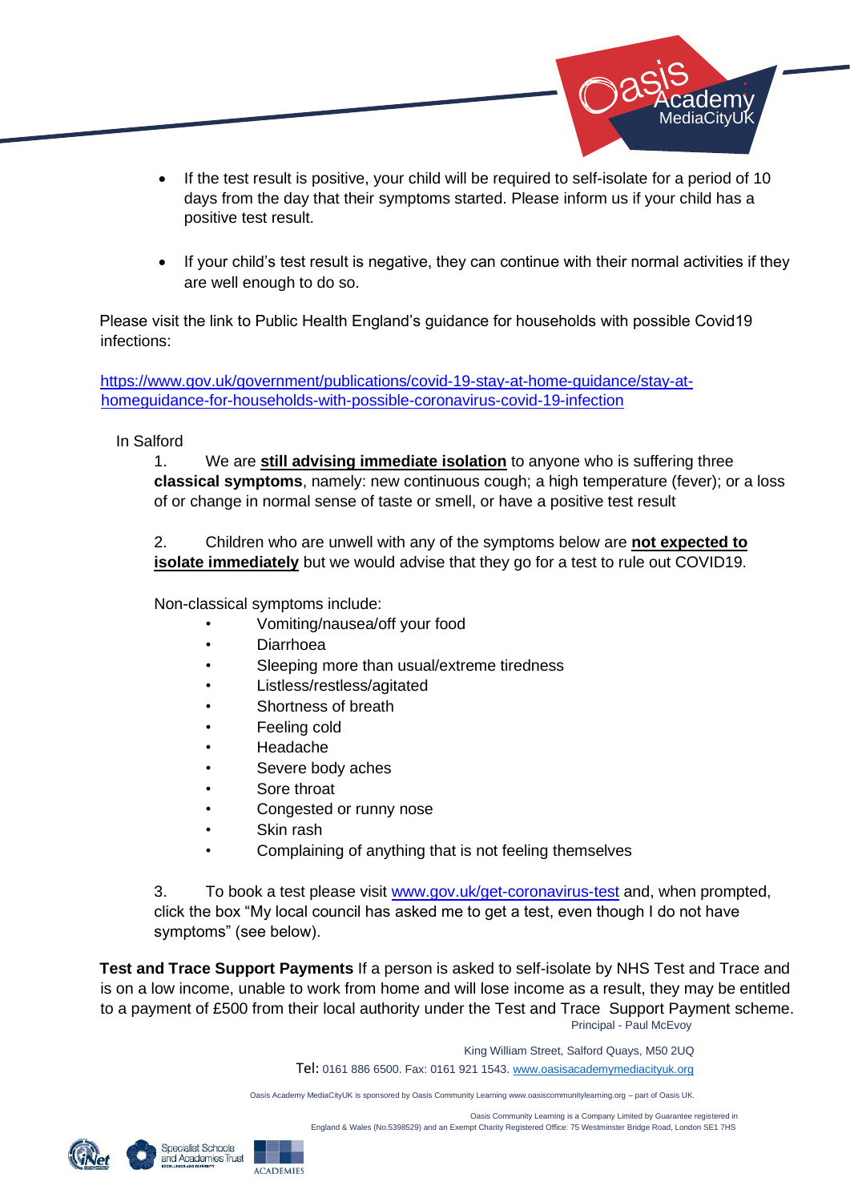- If the test result is positive, your child will be required to self-isolate for a period of 10 days from the day that their symptoms started. Please inform us if your child has a positive test result.

- If your child's test result is negative, they can continue with their normal activities if they are well enough to do so.

Please visit the link to Public Health England's guidance for households with possible Covid19 infections:

https://www.gov.uk/government/publications/covid-19-stay-at-home-guidance/stay-at-homeguidance-for-households-with-possible-coronavirus-covid-19-infection

In Salford

1. We are **still advising immediate isolation** to anyone who is suffering three **classical symptoms**, namely: new continuous cough; a high temperature (fever); or a loss of or change in normal sense of taste or smell, or have a positive test result

2. Children who are unwell with any of the symptoms below are **not expected to isolate immediately** but we would advise that they go for a test to rule out COVID19.

Non-classical symptoms include:

- Vomiting/nausea/off your food
- Diarrhoea
- Sleeping more than usual/extreme tiredness
- Listless/restless/agitated
- Shortness of breath
- Feeling cold
- Headache
- Severe body aches
- Sore throat
- Congested or runny nose
- Skin rash
- Complaining of anything that is not feeling themselves

3. To book a test please visit www.gov.uk/get-coronavirus-test and, when prompted, click the box "My local council has asked me to get a test, even though I do not have symptoms" (see below).

**Test and Trace Support Payments** If a person is asked to self-isolate by NHS Test and Trace and is on a low income, unable to work from home and will lose income as a result, they may be entitled to a payment of £500 from their local authority under the Test and Trace Support Payment scheme.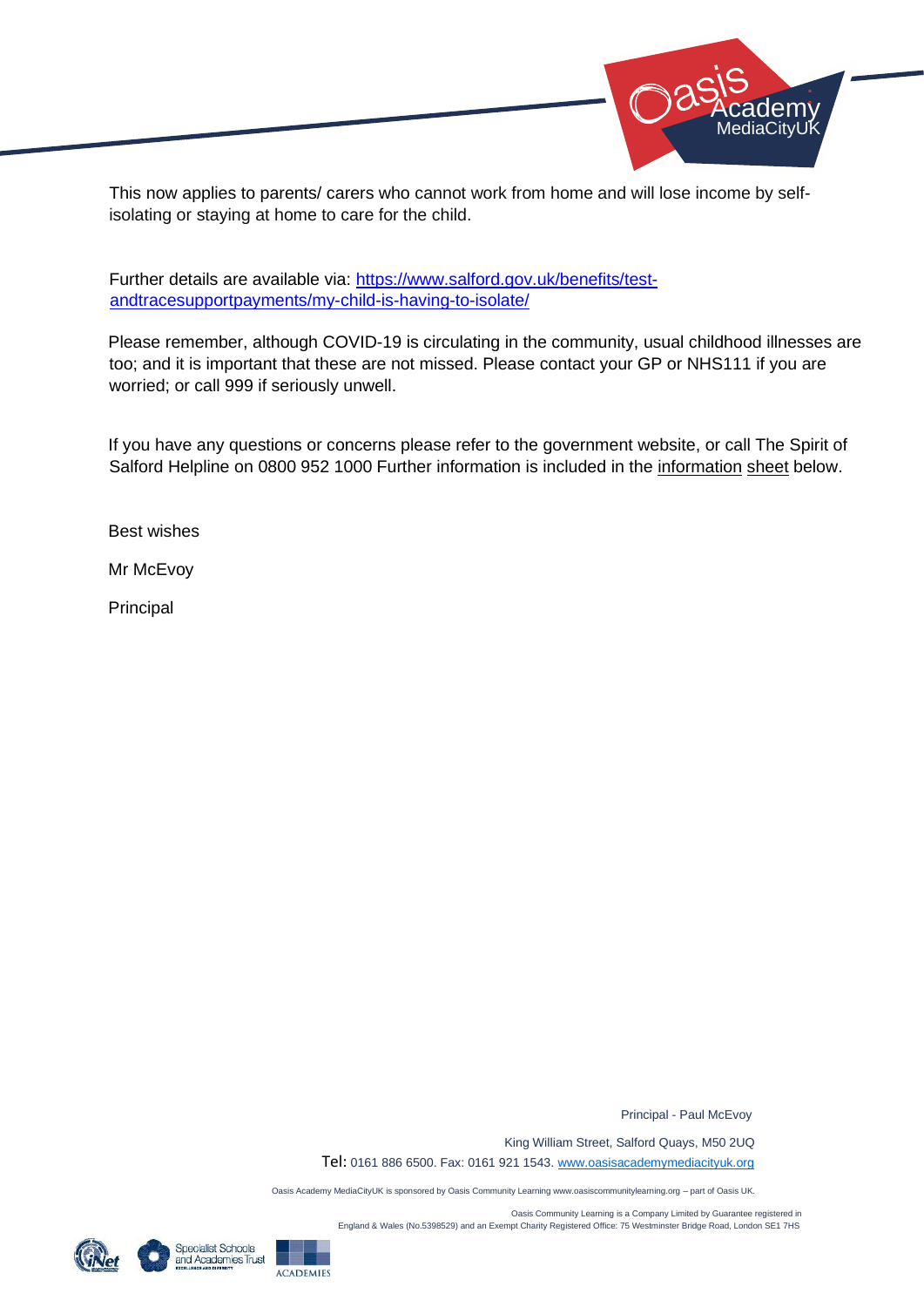This now applies to parents/ carers who cannot work from home and will lose income by self-isolating or staying at home to care for the child.

Further details are available via: [https://www.salford.gov.uk/benefits/test-andtracesupportpayments/my-child-is-having-to-isolate/](https://www.salford.gov.uk/benefits/test-andtracesupportpayments/my-child-is-having-to-isolate/)

Please remember, although COVID-19 is circulating in the community, usual childhood illnesses are too; and it is important that these are not missed. Please contact your GP or NHS111 if you are worried; or call 999 if seriously unwell.

If you have any questions or concerns please refer to the government website, or call The Spirit of Salford Helpline on 0800 952 1000 Further information is included in the information sheet below.

Best wishes

Mr McEvoy

Principal

Principal - Paul McEvoy

King William Street, Salford Quays, M50 2UQ

Tel: 0161 886 6500. Fax: 0161 921 1543. [www.oasisacademymediacityuk.org](http://www.oasisacademymediacityuk.org)

Oasis Academy MediaCityUK is sponsored by Oasis Community Learning www.oasiscommunitylearning.org – part of Oasis UK.

Oasis Community Learning is a Company Limited by Guarantee registered in England & Wales (No.5398529) and an Exempt Charity Registered Office: 75 Westminster Bridge Road, London SE1 7HS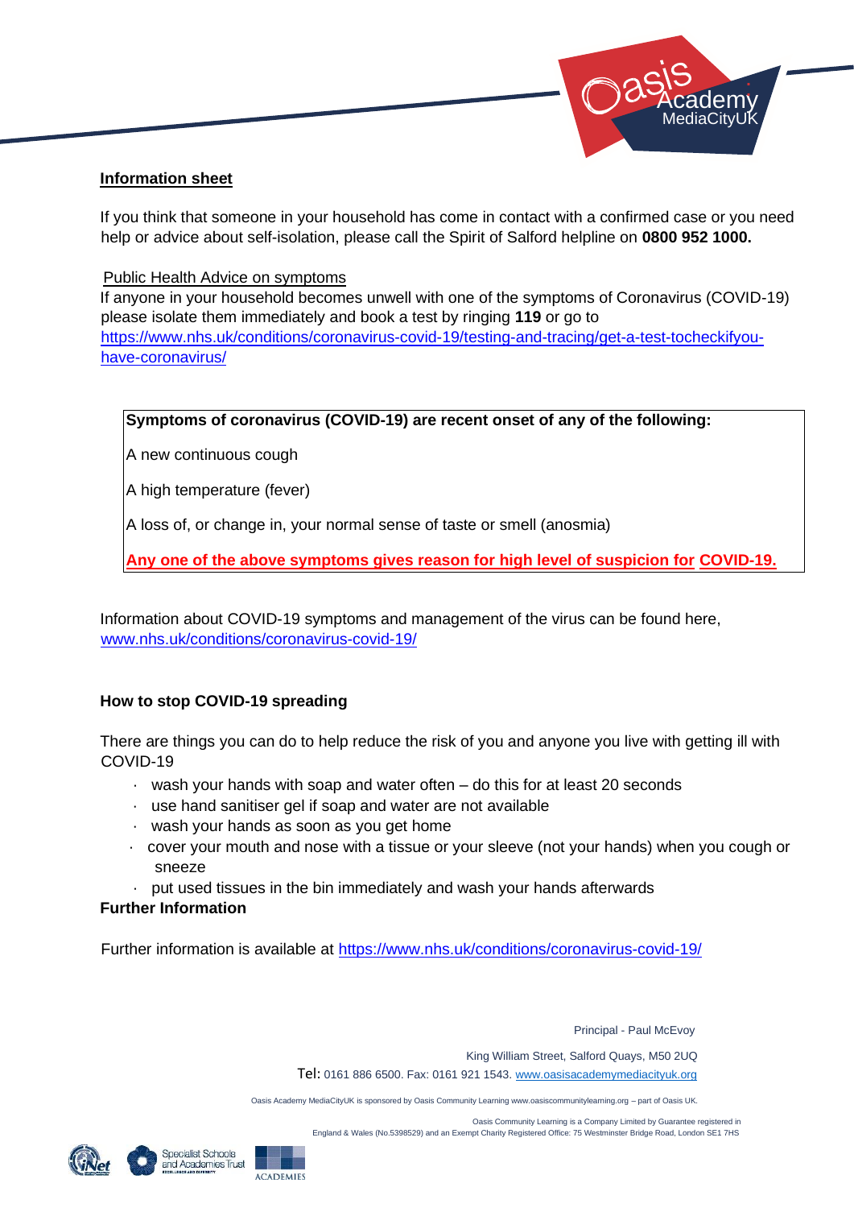**Information sheet**

If you think that someone in your household has come in contact with a confirmed case or you need help or advice about self-isolation, please call the Spirit of Salford helpline on **0800 952 1000.**

Public Health Advice on symptoms

If anyone in your household becomes unwell with one of the symptoms of Coronavirus (COVID-19) please isolate them immediately and book a test by ringing **119** or go to https://www.nhs.uk/conditions/coronavirus-covid-19/testing-and-tracing/get-a-test-tocheckifyou-have-coronavirus/

| **Symptoms of coronavirus (COVID-19) are recent onset of any of the following:** |
| --- |
| A new continuous cough |
| A high temperature (fever) |
| A loss of, or change in, your normal sense of taste or smell (anosmia) |
| **Any one of the above symptoms gives reason for high level of suspicion for COVID-19.** |

Information about COVID-19 symptoms and management of the virus can be found here, www.nhs.uk/conditions/coronavirus-covid-19/

**How to stop COVID-19 spreading**

There are things you can do to help reduce the risk of you and anyone you live with getting ill with COVID-19

- wash your hands with soap and water often – do this for at least 20 seconds
- use hand sanitiser gel if soap and water are not available
- wash your hands as soon as you get home
- cover your mouth and nose with a tissue or your sleeve (not your hands) when you cough or sneeze
- put used tissues in the bin immediately and wash your hands afterwards

**Further Information**

Further information is available at https://www.nhs.uk/conditions/coronavirus-covid-19/

Principal - Paul McEvoy

King William Street, Salford Quays, M50 2UQ

Tel: 0161 886 6500. Fax: 0161 921 1543. www.oasisacademymediacityuk.org

Oasis Academy MediaCityUK is sponsored by Oasis Community Learning www.oasiscommunitylearning.org – part of Oasis UK.

Oasis Community Learning is a Company Limited by Guarantee registered in England & Wales (No.5398529) and an Exempt Charity Registered Office: 75 Westminster Bridge Road, London SE1 7HS